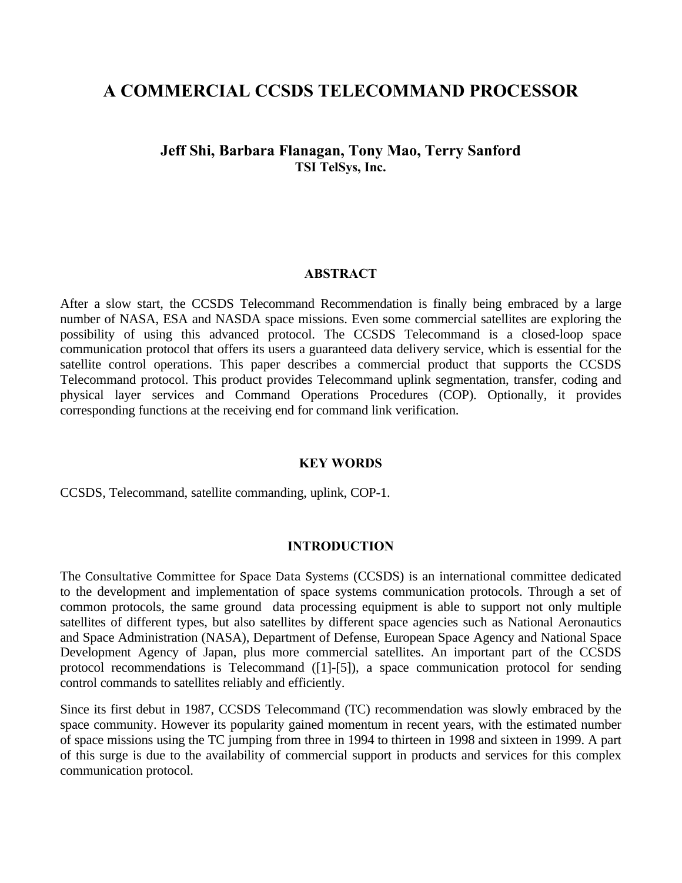# A COMMERCIAL CCSDS TELECOMMAND PROCESSOR

**Jeff Shi, Barbara Flanagan, Tony Mao, Terry Sanford**
**TSI TelSys, Inc.**

## ABSTRACT

After a slow start, the CCSDS Telecommand Recommendation is finally being embraced by a large number of NASA, ESA and NASDA space missions. Even some commercial satellites are exploring the possibility of using this advanced protocol. The CCSDS Telecommand is a closed-loop space communication protocol that offers its users a guaranteed data delivery service, which is essential for the satellite control operations. This paper describes a commercial product that supports the CCSDS Telecommand protocol. This product provides Telecommand uplink segmentation, transfer, coding and physical layer services and Command Operations Procedures (COP). Optionally, it provides corresponding functions at the receiving end for command link verification.

## KEY WORDS

CCSDS, Telecommand, satellite commanding, uplink, COP-1.

## INTRODUCTION

The Consultative Committee for Space Data Systems (CCSDS) is an international committee dedicated to the development and implementation of space systems communication protocols. Through a set of common protocols, the same ground data processing equipment is able to support not only multiple satellites of different types, but also satellites by different space agencies such as National Aeronautics and Space Administration (NASA), Department of Defense, European Space Agency and National Space Development Agency of Japan, plus more commercial satellites. An important part of the CCSDS protocol recommendations is Telecommand ([1]-[5]), a space communication protocol for sending control commands to satellites reliably and efficiently.

Since its first debut in 1987, CCSDS Telecommand (TC) recommendation was slowly embraced by the space community. However its popularity gained momentum in recent years, with the estimated number of space missions using the TC jumping from three in 1994 to thirteen in 1998 and sixteen in 1999. A part of this surge is due to the availability of commercial support in products and services for this complex communication protocol.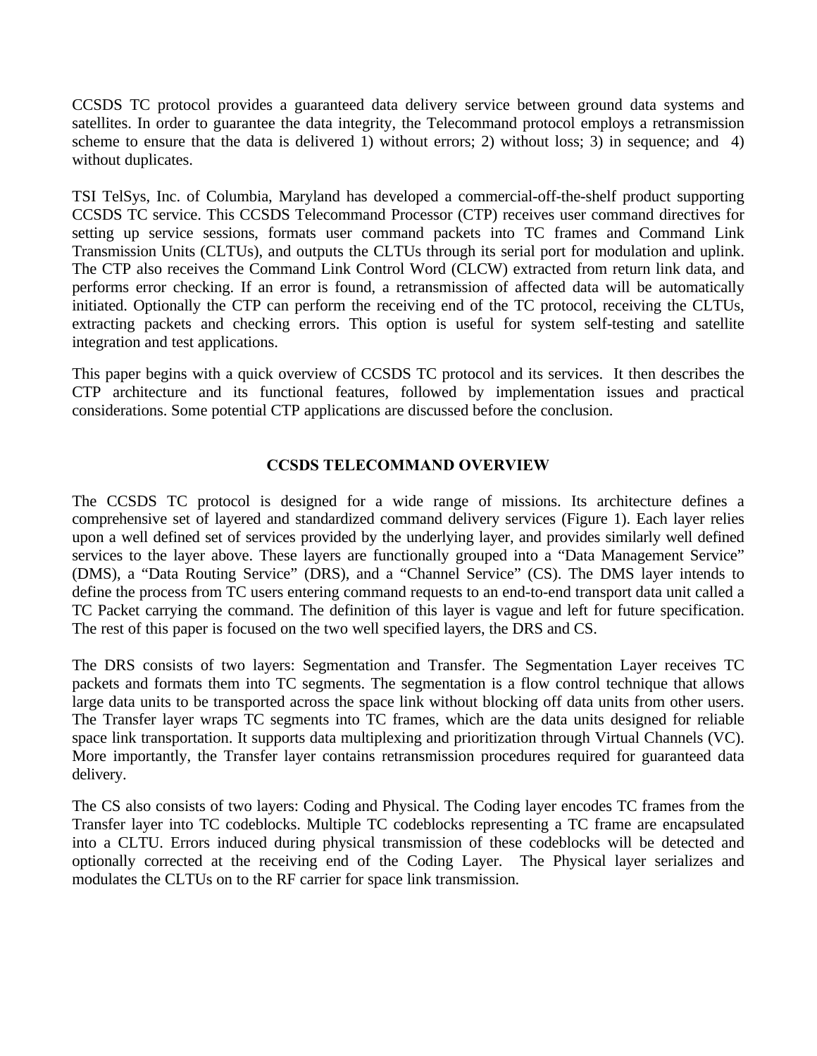CCSDS TC protocol provides a guaranteed data delivery service between ground data systems and satellites. In order to guarantee the data integrity, the Telecommand protocol employs a retransmission scheme to ensure that the data is delivered 1) without errors; 2) without loss; 3) in sequence; and 4) without duplicates.

TSI TelSys, Inc. of Columbia, Maryland has developed a commercial-off-the-shelf product supporting CCSDS TC service. This CCSDS Telecommand Processor (CTP) receives user command directives for setting up service sessions, formats user command packets into TC frames and Command Link Transmission Units (CLTUs), and outputs the CLTUs through its serial port for modulation and uplink. The CTP also receives the Command Link Control Word (CLCW) extracted from return link data, and performs error checking. If an error is found, a retransmission of affected data will be automatically initiated. Optionally the CTP can perform the receiving end of the TC protocol, receiving the CLTUs, extracting packets and checking errors. This option is useful for system self-testing and satellite integration and test applications.

This paper begins with a quick overview of CCSDS TC protocol and its services. It then describes the CTP architecture and its functional features, followed by implementation issues and practical considerations. Some potential CTP applications are discussed before the conclusion.

## CCSDS TELECOMMAND OVERVIEW

The CCSDS TC protocol is designed for a wide range of missions. Its architecture defines a comprehensive set of layered and standardized command delivery services (Figure 1). Each layer relies upon a well defined set of services provided by the underlying layer, and provides similarly well defined services to the layer above. These layers are functionally grouped into a "Data Management Service" (DMS), a "Data Routing Service" (DRS), and a "Channel Service" (CS). The DMS layer intends to define the process from TC users entering command requests to an end-to-end transport data unit called a TC Packet carrying the command. The definition of this layer is vague and left for future specification. The rest of this paper is focused on the two well specified layers, the DRS and CS.

The DRS consists of two layers: Segmentation and Transfer. The Segmentation Layer receives TC packets and formats them into TC segments. The segmentation is a flow control technique that allows large data units to be transported across the space link without blocking off data units from other users. The Transfer layer wraps TC segments into TC frames, which are the data units designed for reliable space link transportation. It supports data multiplexing and prioritization through Virtual Channels (VC). More importantly, the Transfer layer contains retransmission procedures required for guaranteed data delivery.

The CS also consists of two layers: Coding and Physical. The Coding layer encodes TC frames from the Transfer layer into TC codeblocks. Multiple TC codeblocks representing a TC frame are encapsulated into a CLTU. Errors induced during physical transmission of these codeblocks will be detected and optionally corrected at the receiving end of the Coding Layer. The Physical layer serializes and modulates the CLTUs on to the RF carrier for space link transmission.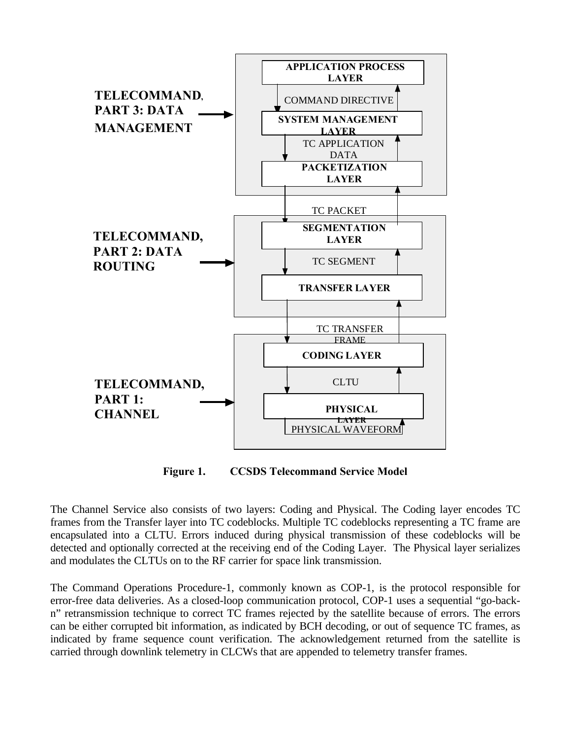TELECOMMAND, PART 3: DATA MANAGEMENT

- APPLICATION PROCESS LAYER
- COMMAND DIRECTIVE
- SYSTEM MANAGEMENT LAYER
- TC APPLICATION DATA
- PACKETIZATION LAYER

TC PACKET

TELECOMMAND, PART 2: DATA ROUTING

- SEGMENTATION LAYER
- TC SEGMENT
- TRANSFER LAYER

TC TRANSFER FRAME

TELECOMMAND, PART 1: CHANNEL

- CODING LAYER
- CLTU
- PHYSICAL LAYER
- PHYSICAL WAVEFORM

**Figure 1. CCSDS Telecommand Service Model**

The Channel Service also consists of two layers: Coding and Physical. The Coding layer encodes TC frames from the Transfer layer into TC codeblocks. Multiple TC codeblocks representing a TC frame are encapsulated into a CLTU. Errors induced during physical transmission of these codeblocks will be detected and optionally corrected at the receiving end of the Coding Layer. The Physical layer serializes and modulates the CLTUs on to the RF carrier for space link transmission.

The Command Operations Procedure-1, commonly known as COP-1, is the protocol responsible for error-free data deliveries. As a closed-loop communication protocol, COP-1 uses a sequential "go-back-n" retransmission technique to correct TC frames rejected by the satellite because of errors. The errors can be either corrupted bit information, as indicated by BCH decoding, or out of sequence TC frames, as indicated by frame sequence count verification. The acknowledgement returned from the satellite is carried through downlink telemetry in CLCWs that are appended to telemetry transfer frames.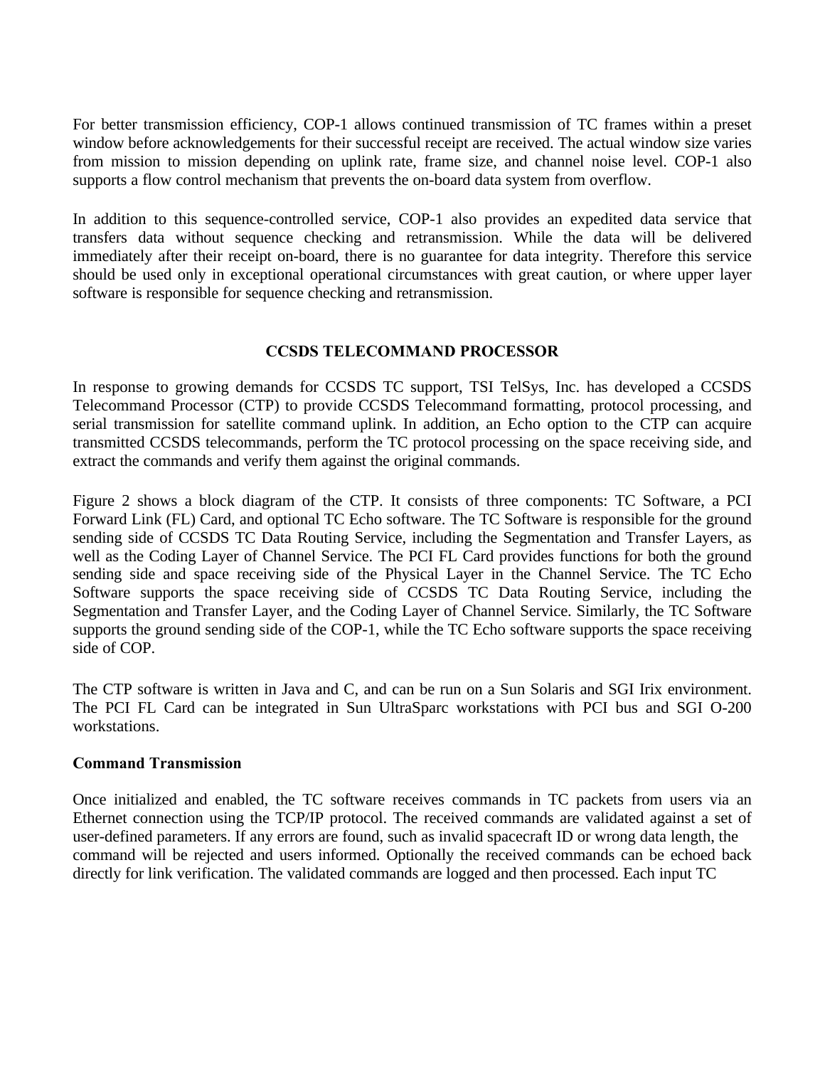For better transmission efficiency, COP-1 allows continued transmission of TC frames within a preset window before acknowledgements for their successful receipt are received. The actual window size varies from mission to mission depending on uplink rate, frame size, and channel noise level. COP-1 also supports a flow control mechanism that prevents the on-board data system from overflow.

In addition to this sequence-controlled service, COP-1 also provides an expedited data service that transfers data without sequence checking and retransmission. While the data will be delivered immediately after their receipt on-board, there is no guarantee for data integrity. Therefore this service should be used only in exceptional operational circumstances with great caution, or where upper layer software is responsible for sequence checking and retransmission.

## CCSDS TELECOMMAND PROCESSOR

In response to growing demands for CCSDS TC support, TSI TelSys, Inc. has developed a CCSDS Telecommand Processor (CTP) to provide CCSDS Telecommand formatting, protocol processing, and serial transmission for satellite command uplink. In addition, an Echo option to the CTP can acquire transmitted CCSDS telecommands, perform the TC protocol processing on the space receiving side, and extract the commands and verify them against the original commands.

Figure 2 shows a block diagram of the CTP. It consists of three components: TC Software, a PCI Forward Link (FL) Card, and optional TC Echo software. The TC Software is responsible for the ground sending side of CCSDS TC Data Routing Service, including the Segmentation and Transfer Layers, as well as the Coding Layer of Channel Service. The PCI FL Card provides functions for both the ground sending side and space receiving side of the Physical Layer in the Channel Service. The TC Echo Software supports the space receiving side of CCSDS TC Data Routing Service, including the Segmentation and Transfer Layer, and the Coding Layer of Channel Service. Similarly, the TC Software supports the ground sending side of the COP-1, while the TC Echo software supports the space receiving side of COP.

The CTP software is written in Java and C, and can be run on a Sun Solaris and SGI Irix environment. The PCI FL Card can be integrated in Sun UltraSparc workstations with PCI bus and SGI O-200 workstations.

### Command Transmission

Once initialized and enabled, the TC software receives commands in TC packets from users via an Ethernet connection using the TCP/IP protocol. The received commands are validated against a set of user-defined parameters. If any errors are found, such as invalid spacecraft ID or wrong data length, the command will be rejected and users informed. Optionally the received commands can be echoed back directly for link verification. The validated commands are logged and then processed. Each input TC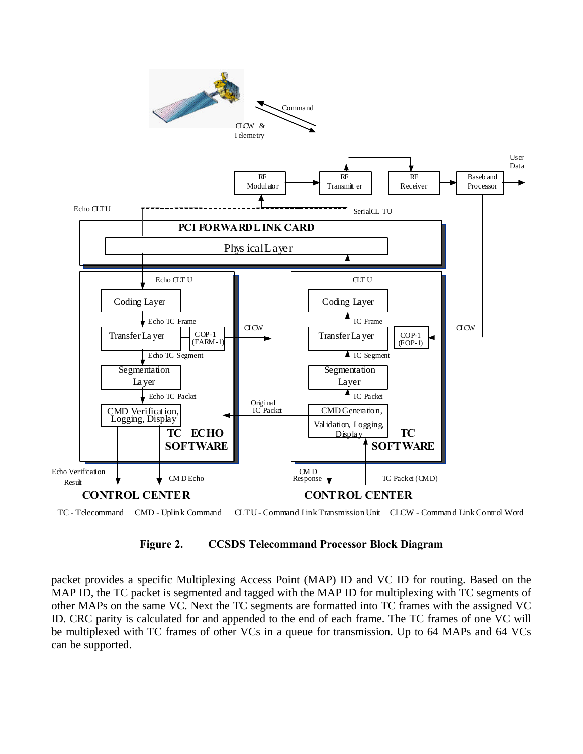Figure 2. CCSDS Telecommand Processor Block Diagram

packet provides a specific Multiplexing Access Point (MAP) ID and VC ID for routing. Based on the MAP ID, the TC packet is segmented and tagged with the MAP ID for multiplexing with TC segments of other MAPs on the same VC. Next the TC segments are formatted into TC frames with the assigned VC ID. CRC parity is calculated for and appended to the end of each frame. The TC frames of one VC will be multiplexed with TC frames of other VCs in a queue for transmission. Up to 64 MAPs and 64 VCs can be supported.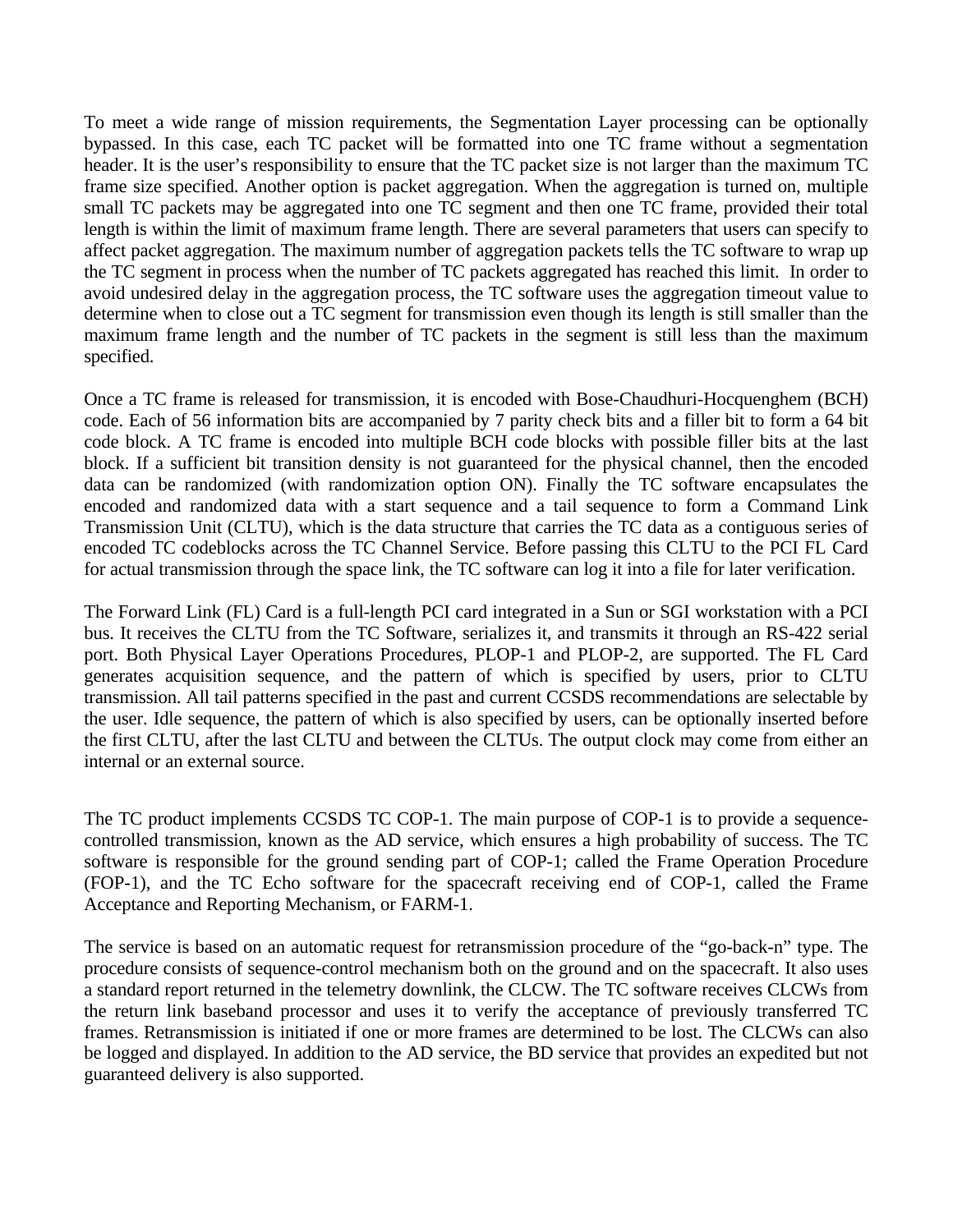To meet a wide range of mission requirements, the Segmentation Layer processing can be optionally bypassed. In this case, each TC packet will be formatted into one TC frame without a segmentation header. It is the user's responsibility to ensure that the TC packet size is not larger than the maximum TC frame size specified. Another option is packet aggregation. When the aggregation is turned on, multiple small TC packets may be aggregated into one TC segment and then one TC frame, provided their total length is within the limit of maximum frame length. There are several parameters that users can specify to affect packet aggregation. The maximum number of aggregation packets tells the TC software to wrap up the TC segment in process when the number of TC packets aggregated has reached this limit. In order to avoid undesired delay in the aggregation process, the TC software uses the aggregation timeout value to determine when to close out a TC segment for transmission even though its length is still smaller than the maximum frame length and the number of TC packets in the segment is still less than the maximum specified.

Once a TC frame is released for transmission, it is encoded with Bose-Chaudhuri-Hocquenghem (BCH) code. Each of 56 information bits are accompanied by 7 parity check bits and a filler bit to form a 64 bit code block. A TC frame is encoded into multiple BCH code blocks with possible filler bits at the last block. If a sufficient bit transition density is not guaranteed for the physical channel, then the encoded data can be randomized (with randomization option ON). Finally the TC software encapsulates the encoded and randomized data with a start sequence and a tail sequence to form a Command Link Transmission Unit (CLTU), which is the data structure that carries the TC data as a contiguous series of encoded TC codeblocks across the TC Channel Service. Before passing this CLTU to the PCI FL Card for actual transmission through the space link, the TC software can log it into a file for later verification.

The Forward Link (FL) Card is a full-length PCI card integrated in a Sun or SGI workstation with a PCI bus. It receives the CLTU from the TC Software, serializes it, and transmits it through an RS-422 serial port. Both Physical Layer Operations Procedures, PLOP-1 and PLOP-2, are supported. The FL Card generates acquisition sequence, and the pattern of which is specified by users, prior to CLTU transmission. All tail patterns specified in the past and current CCSDS recommendations are selectable by the user. Idle sequence, the pattern of which is also specified by users, can be optionally inserted before the first CLTU, after the last CLTU and between the CLTUs. The output clock may come from either an internal or an external source.

The TC product implements CCSDS TC COP-1. The main purpose of COP-1 is to provide a sequence-controlled transmission, known as the AD service, which ensures a high probability of success. The TC software is responsible for the ground sending part of COP-1; called the Frame Operation Procedure (FOP-1), and the TC Echo software for the spacecraft receiving end of COP-1, called the Frame Acceptance and Reporting Mechanism, or FARM-1.

The service is based on an automatic request for retransmission procedure of the "go-back-n" type. The procedure consists of sequence-control mechanism both on the ground and on the spacecraft. It also uses a standard report returned in the telemetry downlink, the CLCW. The TC software receives CLCWs from the return link baseband processor and uses it to verify the acceptance of previously transferred TC frames. Retransmission is initiated if one or more frames are determined to be lost. The CLCWs can also be logged and displayed. In addition to the AD service, the BD service that provides an expedited but not guaranteed delivery is also supported.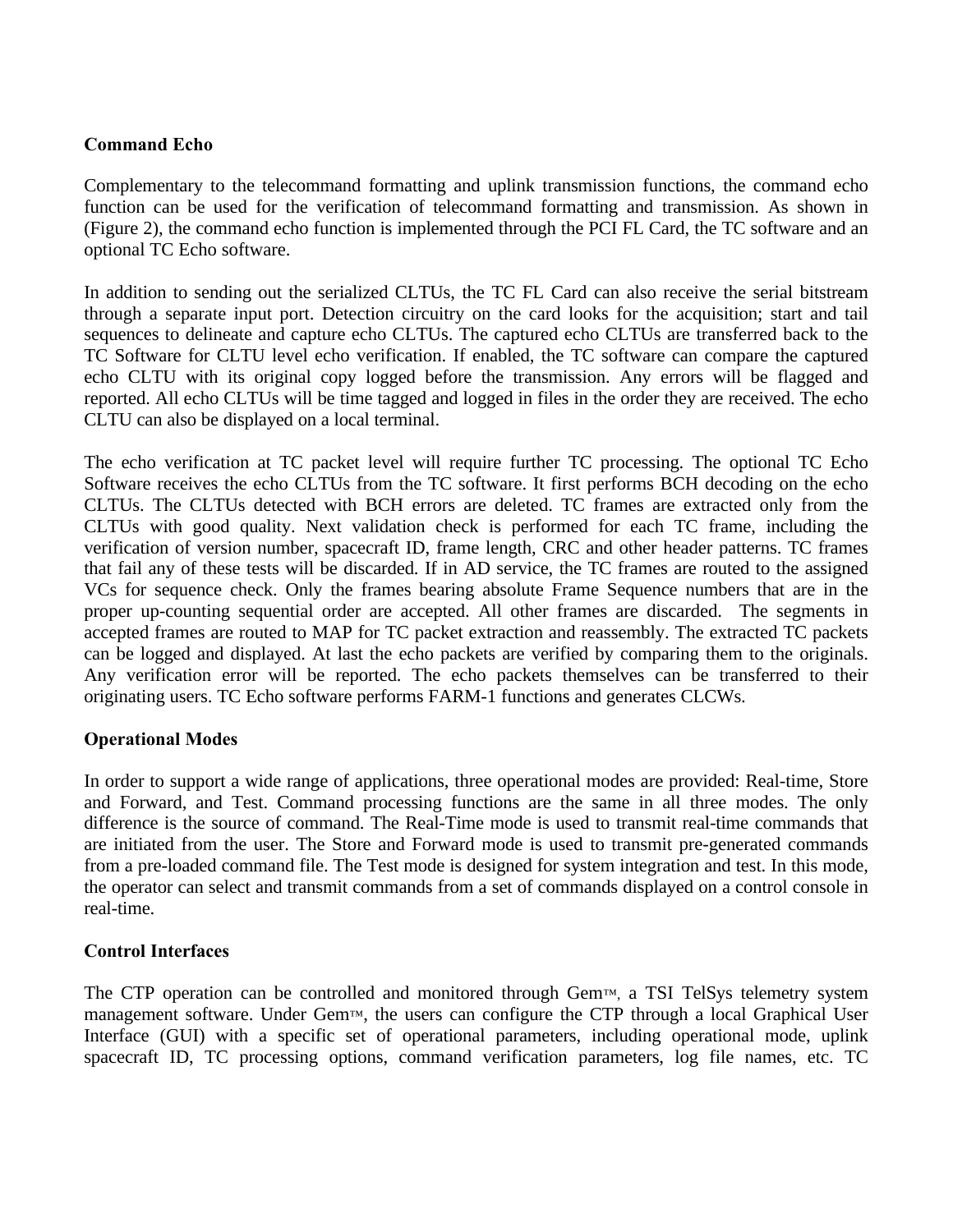**Command Echo**

Complementary to the telecommand formatting and uplink transmission functions, the command echo function can be used for the verification of telecommand formatting and transmission. As shown in (Figure 2), the command echo function is implemented through the PCI FL Card, the TC software and an optional TC Echo software.

In addition to sending out the serialized CLTUs, the TC FL Card can also receive the serial bitstream through a separate input port. Detection circuitry on the card looks for the acquisition; start and tail sequences to delineate and capture echo CLTUs. The captured echo CLTUs are transferred back to the TC Software for CLTU level echo verification. If enabled, the TC software can compare the captured echo CLTU with its original copy logged before the transmission. Any errors will be flagged and reported. All echo CLTUs will be time tagged and logged in files in the order they are received. The echo CLTU can also be displayed on a local terminal.

The echo verification at TC packet level will require further TC processing. The optional TC Echo Software receives the echo CLTUs from the TC software. It first performs BCH decoding on the echo CLTUs. The CLTUs detected with BCH errors are deleted. TC frames are extracted only from the CLTUs with good quality. Next validation check is performed for each TC frame, including the verification of version number, spacecraft ID, frame length, CRC and other header patterns. TC frames that fail any of these tests will be discarded. If in AD service, the TC frames are routed to the assigned VCs for sequence check. Only the frames bearing absolute Frame Sequence numbers that are in the proper up-counting sequential order are accepted. All other frames are discarded. The segments in accepted frames are routed to MAP for TC packet extraction and reassembly. The extracted TC packets can be logged and displayed. At last the echo packets are verified by comparing them to the originals. Any verification error will be reported. The echo packets themselves can be transferred to their originating users. TC Echo software performs FARM-1 functions and generates CLCWs.

**Operational Modes**

In order to support a wide range of applications, three operational modes are provided: Real-time, Store and Forward, and Test. Command processing functions are the same in all three modes. The only difference is the source of command. The Real-Time mode is used to transmit real-time commands that are initiated from the user. The Store and Forward mode is used to transmit pre-generated commands from a pre-loaded command file. The Test mode is designed for system integration and test. In this mode, the operator can select and transmit commands from a set of commands displayed on a control console in real-time.

**Control Interfaces**

The CTP operation can be controlled and monitored through Gem™, a TSI TelSys telemetry system management software. Under Gem™, the users can configure the CTP through a local Graphical User Interface (GUI) with a specific set of operational parameters, including operational mode, uplink spacecraft ID, TC processing options, command verification parameters, log file names, etc. TC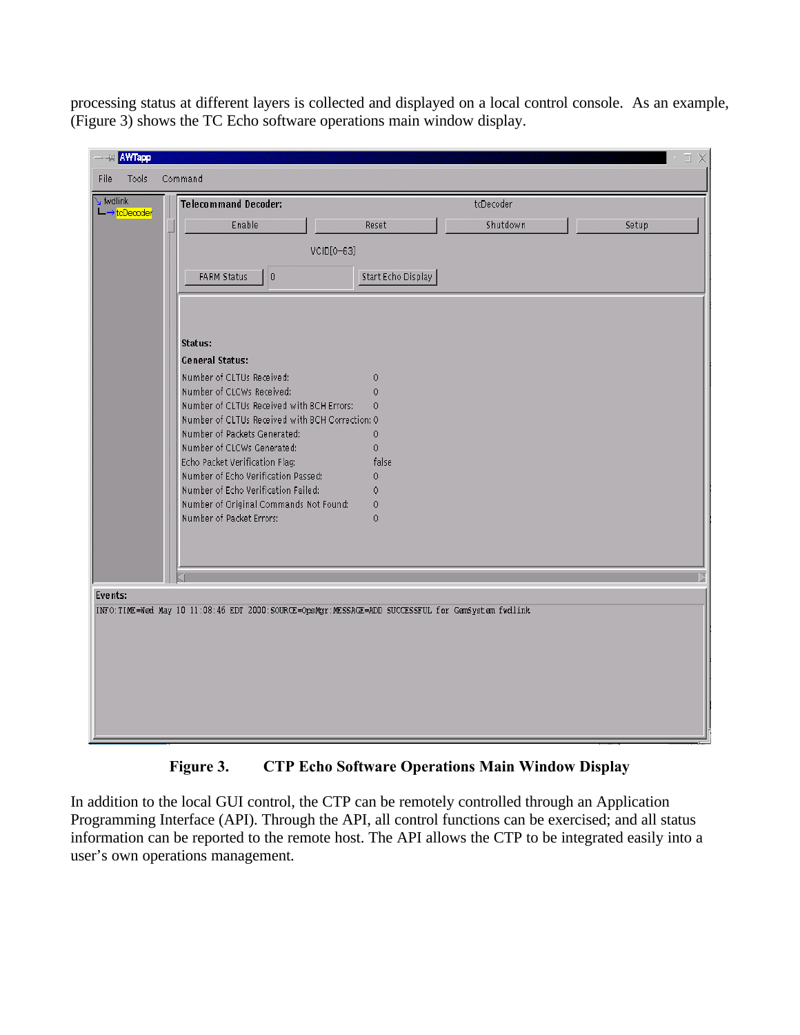processing status at different layers is collected and displayed on a local control console. As an example, (Figure 3) shows the TC Echo software operations main window display.

**Figure 3. CTP Echo Software Operations Main Window Display**

In addition to the local GUI control, the CTP can be remotely controlled through an Application Programming Interface (API). Through the API, all control functions can be exercised; and all status information can be reported to the remote host. The API allows the CTP to be integrated easily into a user's own operations management.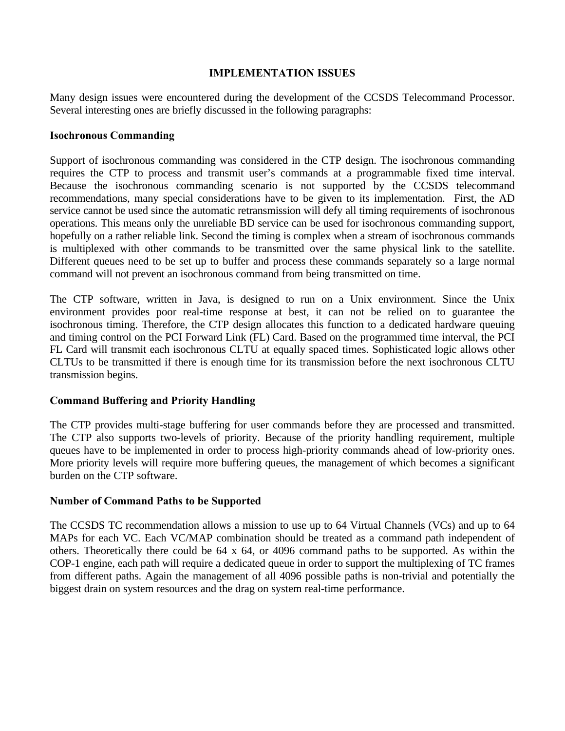## IMPLEMENTATION ISSUES

Many design issues were encountered during the development of the CCSDS Telecommand Processor. Several interesting ones are briefly discussed in the following paragraphs:

### Isochronous Commanding

Support of isochronous commanding was considered in the CTP design. The isochronous commanding requires the CTP to process and transmit user's commands at a programmable fixed time interval. Because the isochronous commanding scenario is not supported by the CCSDS telecommand recommendations, many special considerations have to be given to its implementation. First, the AD service cannot be used since the automatic retransmission will defy all timing requirements of isochronous operations. This means only the unreliable BD service can be used for isochronous commanding support, hopefully on a rather reliable link. Second the timing is complex when a stream of isochronous commands is multiplexed with other commands to be transmitted over the same physical link to the satellite. Different queues need to be set up to buffer and process these commands separately so a large normal command will not prevent an isochronous command from being transmitted on time.

The CTP software, written in Java, is designed to run on a Unix environment. Since the Unix environment provides poor real-time response at best, it can not be relied on to guarantee the isochronous timing. Therefore, the CTP design allocates this function to a dedicated hardware queuing and timing control on the PCI Forward Link (FL) Card. Based on the programmed time interval, the PCI FL Card will transmit each isochronous CLTU at equally spaced times. Sophisticated logic allows other CLTUs to be transmitted if there is enough time for its transmission before the next isochronous CLTU transmission begins.

### Command Buffering and Priority Handling

The CTP provides multi-stage buffering for user commands before they are processed and transmitted. The CTP also supports two-levels of priority. Because of the priority handling requirement, multiple queues have to be implemented in order to process high-priority commands ahead of low-priority ones. More priority levels will require more buffering queues, the management of which becomes a significant burden on the CTP software.

### Number of Command Paths to be Supported

The CCSDS TC recommendation allows a mission to use up to 64 Virtual Channels (VCs) and up to 64 MAPs for each VC. Each VC/MAP combination should be treated as a command path independent of others. Theoretically there could be 64 x 64, or 4096 command paths to be supported. As within the COP-1 engine, each path will require a dedicated queue in order to support the multiplexing of TC frames from different paths. Again the management of all 4096 possible paths is non-trivial and potentially the biggest drain on system resources and the drag on system real-time performance.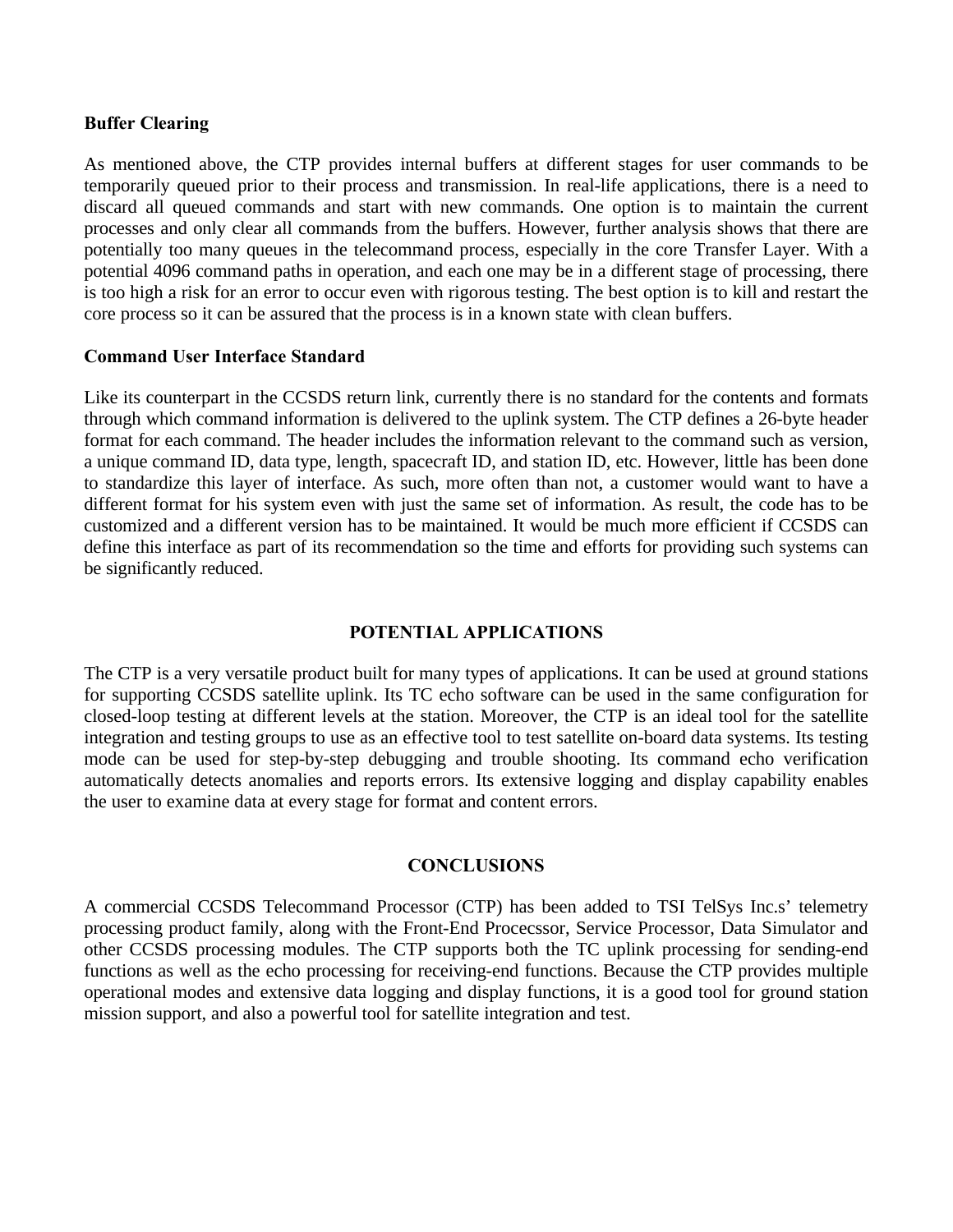**Buffer Clearing**

As mentioned above, the CTP provides internal buffers at different stages for user commands to be temporarily queued prior to their process and transmission. In real-life applications, there is a need to discard all queued commands and start with new commands. One option is to maintain the current processes and only clear all commands from the buffers. However, further analysis shows that there are potentially too many queues in the telecommand process, especially in the core Transfer Layer. With a potential 4096 command paths in operation, and each one may be in a different stage of processing, there is too high a risk for an error to occur even with rigorous testing. The best option is to kill and restart the core process so it can be assured that the process is in a known state with clean buffers.

**Command User Interface Standard**

Like its counterpart in the CCSDS return link, currently there is no standard for the contents and formats through which command information is delivered to the uplink system. The CTP defines a 26-byte header format for each command. The header includes the information relevant to the command such as version, a unique command ID, data type, length, spacecraft ID, and station ID, etc. However, little has been done to standardize this layer of interface. As such, more often than not, a customer would want to have a different format for his system even with just the same set of information. As result, the code has to be customized and a different version has to be maintained. It would be much more efficient if CCSDS can define this interface as part of its recommendation so the time and efforts for providing such systems can be significantly reduced.

## POTENTIAL APPLICATIONS

The CTP is a very versatile product built for many types of applications. It can be used at ground stations for supporting CCSDS satellite uplink. Its TC echo software can be used in the same configuration for closed-loop testing at different levels at the station. Moreover, the CTP is an ideal tool for the satellite integration and testing groups to use as an effective tool to test satellite on-board data systems. Its testing mode can be used for step-by-step debugging and trouble shooting. Its command echo verification automatically detects anomalies and reports errors. Its extensive logging and display capability enables the user to examine data at every stage for format and content errors.

## CONCLUSIONS

A commercial CCSDS Telecommand Processor (CTP) has been added to TSI TelSys Inc.s' telemetry processing product family, along with the Front-End Procecssor, Service Processor, Data Simulator and other CCSDS processing modules. The CTP supports both the TC uplink processing for sending-end functions as well as the echo processing for receiving-end functions. Because the CTP provides multiple operational modes and extensive data logging and display functions, it is a good tool for ground station mission support, and also a powerful tool for satellite integration and test.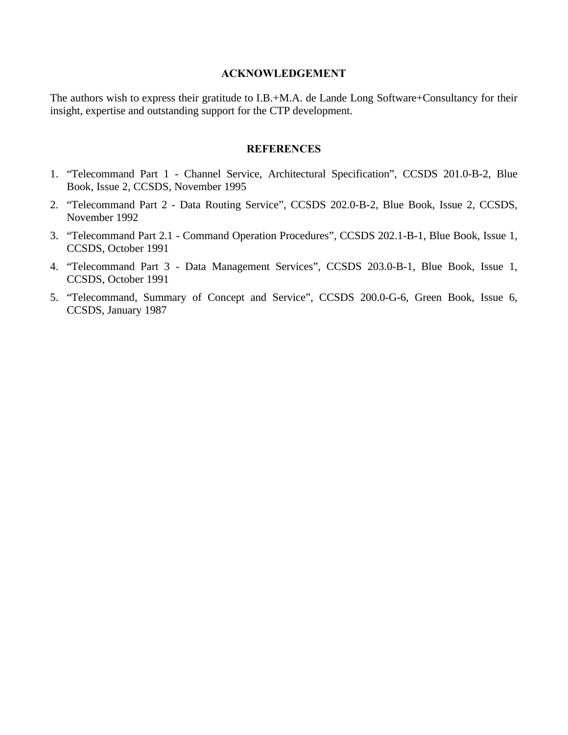## ACKNOWLEDGEMENT

The authors wish to express their gratitude to I.B.+M.A. de Lande Long Software+Consultancy for their insight, expertise and outstanding support for the CTP development.

## REFERENCES

1. "Telecommand Part 1 - Channel Service, Architectural Specification", CCSDS 201.0-B-2, Blue Book, Issue 2, CCSDS, November 1995
2. "Telecommand Part 2 - Data Routing Service", CCSDS 202.0-B-2, Blue Book, Issue 2, CCSDS, November 1992
3. "Telecommand Part 2.1 - Command Operation Procedures", CCSDS 202.1-B-1, Blue Book, Issue 1, CCSDS, October 1991
4. "Telecommand Part 3 - Data Management Services", CCSDS 203.0-B-1, Blue Book, Issue 1, CCSDS, October 1991
5. "Telecommand, Summary of Concept and Service", CCSDS 200.0-G-6, Green Book, Issue 6, CCSDS, January 1987